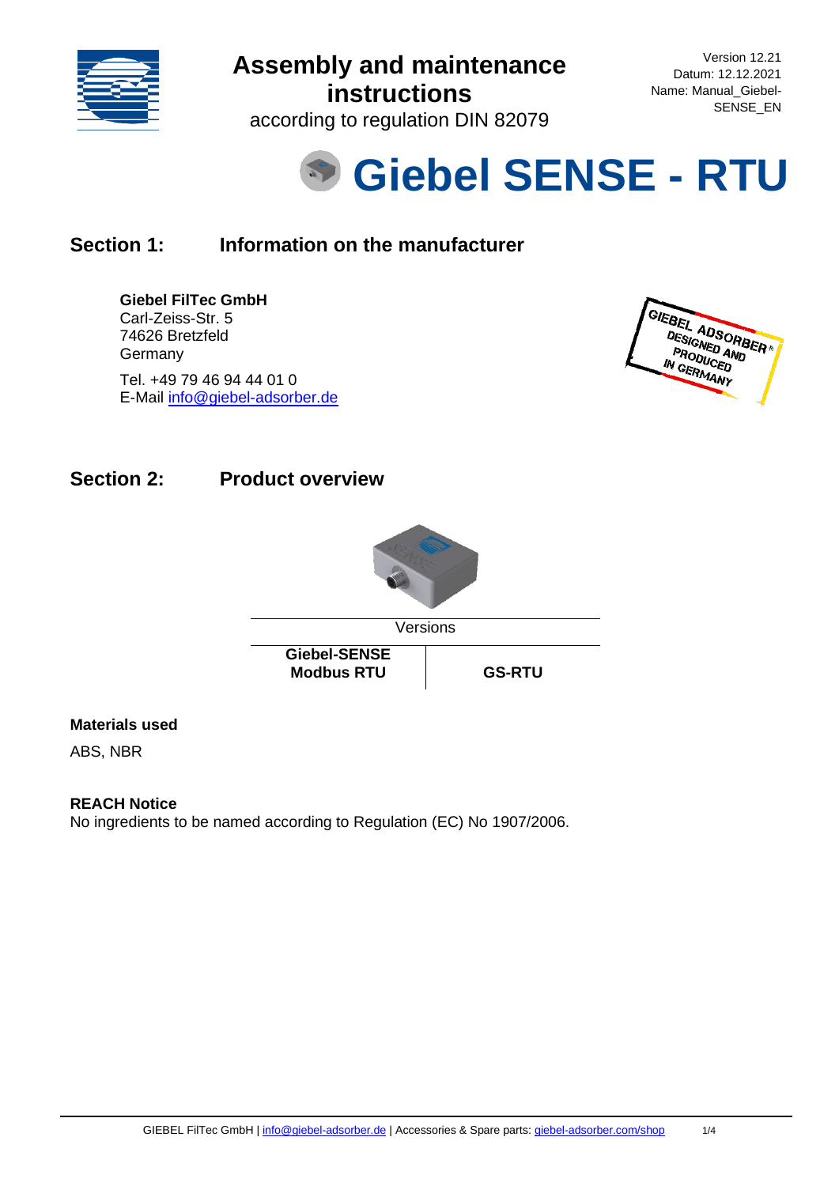# Assembly and maintenance instructions

according to regulation DIN 82079

Version 12.21
Datum: 12.12.2021
Name: Manual_Giebel-SENSE_EN

# Giebel SENSE - RTU

## Section 1: Information on the manufacturer

**Giebel FilTec GmbH**
Carl-Zeiss-Str. 5
74626 Bretzfeld
Germany

Tel. +49 79 46 94 44 01 0
E-Mail info@giebel-adsorber.de

## Section 2: Product overview

| Versions | |
|---|---|
| **Giebel-SENSE Modbus RTU** | **GS-RTU** |

**Materials used**

ABS, NBR

**REACH Notice**
No ingredients to be named according to Regulation (EC) No 1907/2006.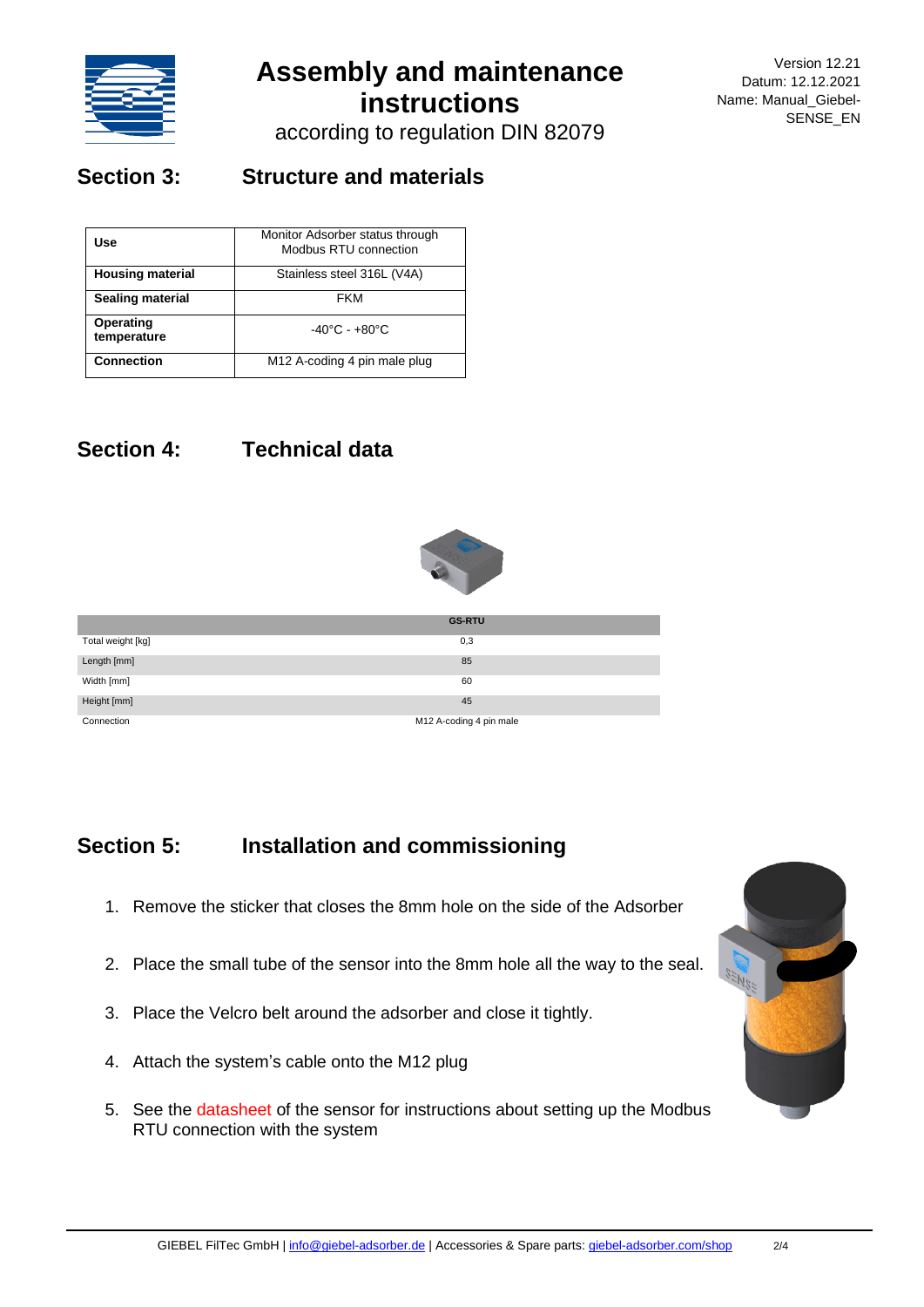## Section 3: Structure and materials

| Use | Monitor Adsorber status through Modbus RTU connection |
|---|---|
| **Housing material** | Stainless steel 316L (V4A) |
| **Sealing material** | FKM |
| **Operating temperature** | -40°C - +80°C |
| **Connection** | M12 A-coding 4 pin male plug |

## Section 4: Technical data

| | GS-RTU |
|---|---|
| Total weight [kg] | 0,3 |
| Length [mm] | 85 |
| Width [mm] | 60 |
| Height [mm] | 45 |
| Connection | M12 A-coding 4 pin male |

## Section 5: Installation and commissioning

1. Remove the sticker that closes the 8mm hole on the side of the Adsorber
2. Place the small tube of the sensor into the 8mm hole all the way to the seal.
3. Place the Velcro belt around the adsorber and close it tightly.
4. Attach the system's cable onto the M12 plug
5. See the datasheet of the sensor for instructions about setting up the Modbus RTU connection with the system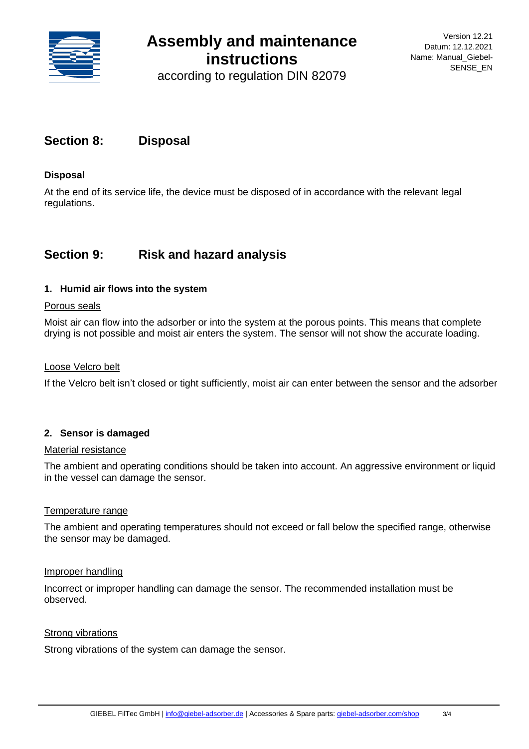## Section 8: Disposal

**Disposal**

At the end of its service life, the device must be disposed of in accordance with the relevant legal regulations.

## Section 9: Risk and hazard analysis

### 1. Humid air flows into the system

Porous seals

Moist air can flow into the adsorber or into the system at the porous points. This means that complete drying is not possible and moist air enters the system. The sensor will not show the accurate loading.

Loose Velcro belt

If the Velcro belt isn't closed or tight sufficiently, moist air can enter between the sensor and the adsorber

### 2. Sensor is damaged

Material resistance

The ambient and operating conditions should be taken into account. An aggressive environment or liquid in the vessel can damage the sensor.

Temperature range

The ambient and operating temperatures should not exceed or fall below the specified range, otherwise the sensor may be damaged.

Improper handling

Incorrect or improper handling can damage the sensor. The recommended installation must be observed.

Strong vibrations

Strong vibrations of the system can damage the sensor.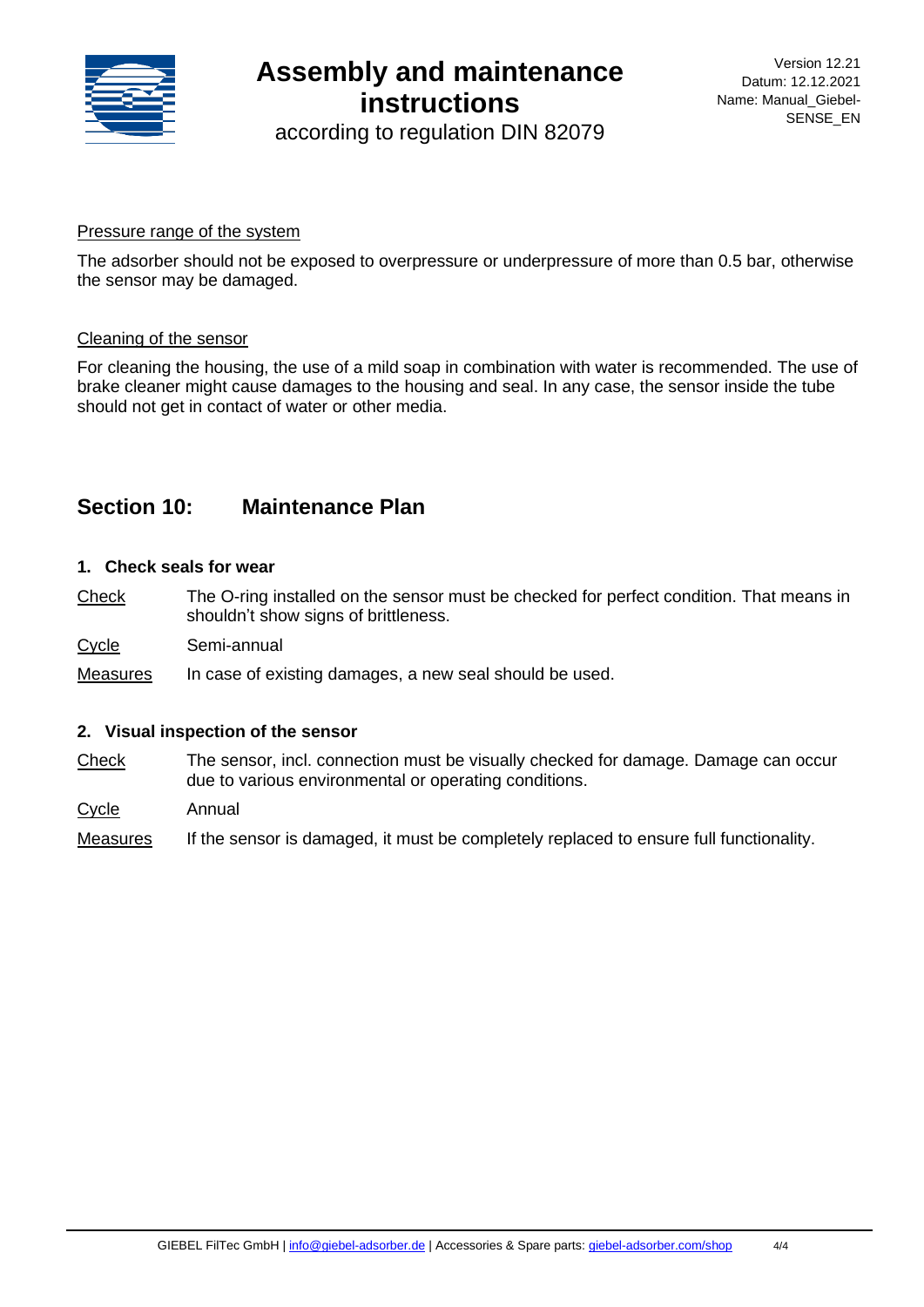Pressure range of the system

The adsorber should not be exposed to overpressure or underpressure of more than 0.5 bar, otherwise the sensor may be damaged.

Cleaning of the sensor

For cleaning the housing, the use of a mild soap in combination with water is recommended. The use of brake cleaner might cause damages to the housing and seal. In any case, the sensor inside the tube should not get in contact of water or other media.

## Section 10: Maintenance Plan

### 1. Check seals for wear

| | |
|---|---|
| Check | The O-ring installed on the sensor must be checked for perfect condition. That means in shouldn't show signs of brittleness. |
| Cycle | Semi-annual |
| Measures | In case of existing damages, a new seal should be used. |

### 2. Visual inspection of the sensor

| | |
|---|---|
| Check | The sensor, incl. connection must be visually checked for damage. Damage can occur due to various environmental or operating conditions. |
| Cycle | Annual |
| Measures | If the sensor is damaged, it must be completely replaced to ensure full functionality. |